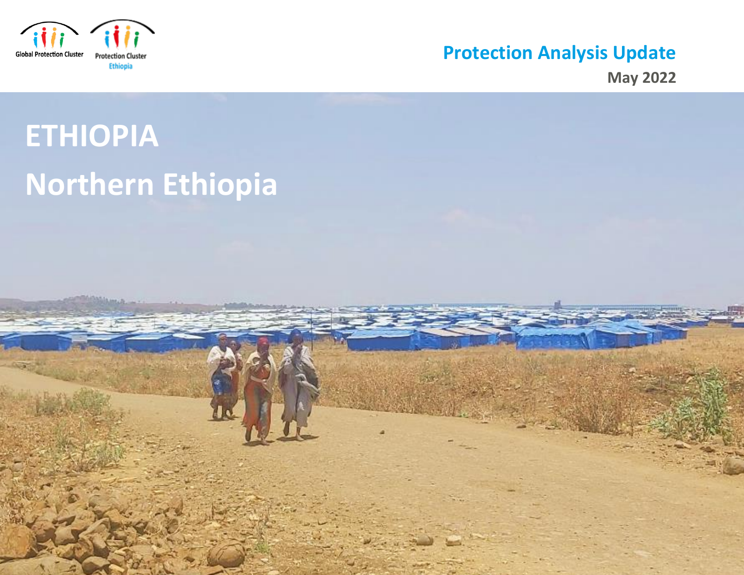Global Protection Cluster

Protection Cluster Ethiopia

# Protection Analysis Update

May 2022

# ETHIOPIA

# Northern Ethiopia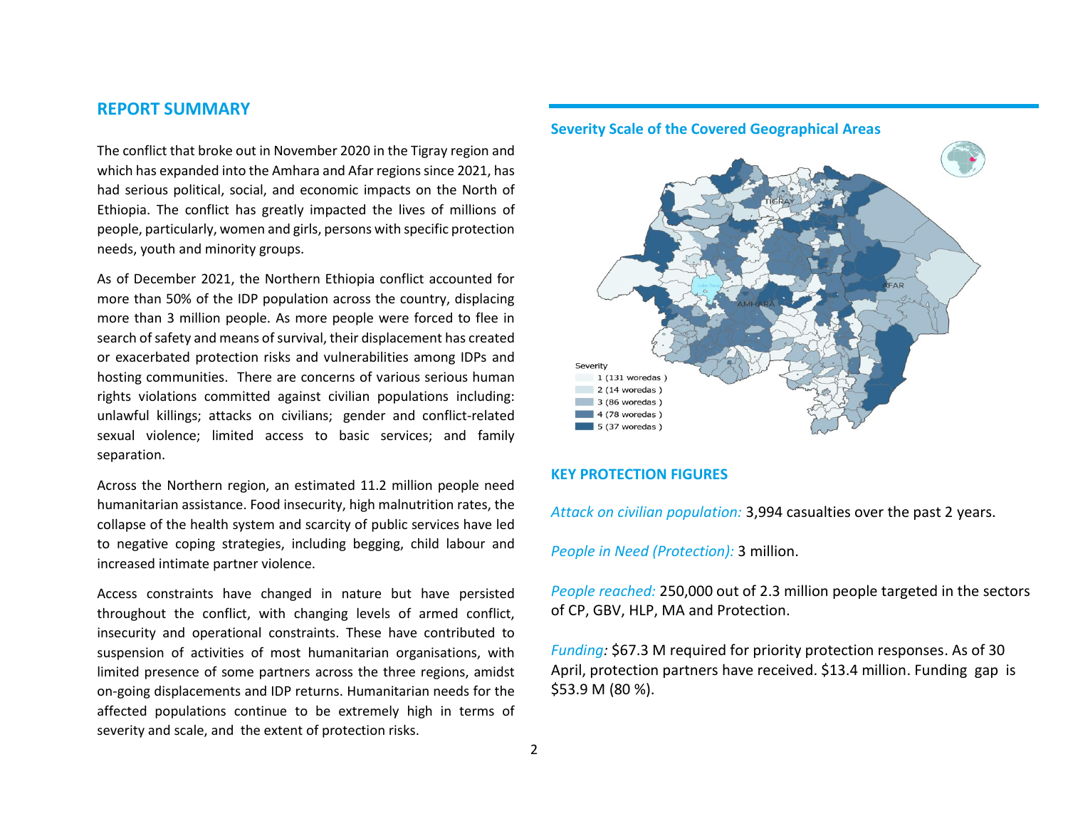## REPORT SUMMARY

The conflict that broke out in November 2020 in the Tigray region and which has expanded into the Amhara and Afar regions since 2021, has had serious political, social, and economic impacts on the North of Ethiopia. The conflict has greatly impacted the lives of millions of people, particularly, women and girls, persons with specific protection needs, youth and minority groups.

As of December 2021, the Northern Ethiopia conflict accounted for more than 50% of the IDP population across the country, displacing more than 3 million people. As more people were forced to flee in search of safety and means of survival, their displacement has created or exacerbated protection risks and vulnerabilities among IDPs and hosting communities. There are concerns of various serious human rights violations committed against civilian populations including: unlawful killings; attacks on civilians; gender and conflict-related sexual violence; limited access to basic services; and family separation.

Across the Northern region, an estimated 11.2 million people need humanitarian assistance. Food insecurity, high malnutrition rates, the collapse of the health system and scarcity of public services have led to negative coping strategies, including begging, child labour and increased intimate partner violence.

Access constraints have changed in nature but have persisted throughout the conflict, with changing levels of armed conflict, insecurity and operational constraints. These have contributed to suspension of activities of most humanitarian organisations, with limited presence of some partners across the three regions, amidst on-going displacements and IDP returns. Humanitarian needs for the affected populations continue to be extremely high in terms of severity and scale, and the extent of protection risks.

### Severity Scale of the Covered Geographical Areas

TIGRAY
AFAR
AMHARA

Severity
- 1 (131 woredas )
- 2 (14 woredas )
- 3 (86 woredas )
- 4 (78 woredas )
- 5 (37 woredas )

### KEY PROTECTION FIGURES

*Attack on civilian population:* 3,994 casualties over the past 2 years.

*People in Need (Protection):* 3 million.

*People reached:* 250,000 out of 2.3 million people targeted in the sectors of CP, GBV, HLP, MA and Protection.

*Funding:* $67.3 M required for priority protection responses. As of 30 April, protection partners have received. $13.4 million. Funding gap is $53.9 M (80 %).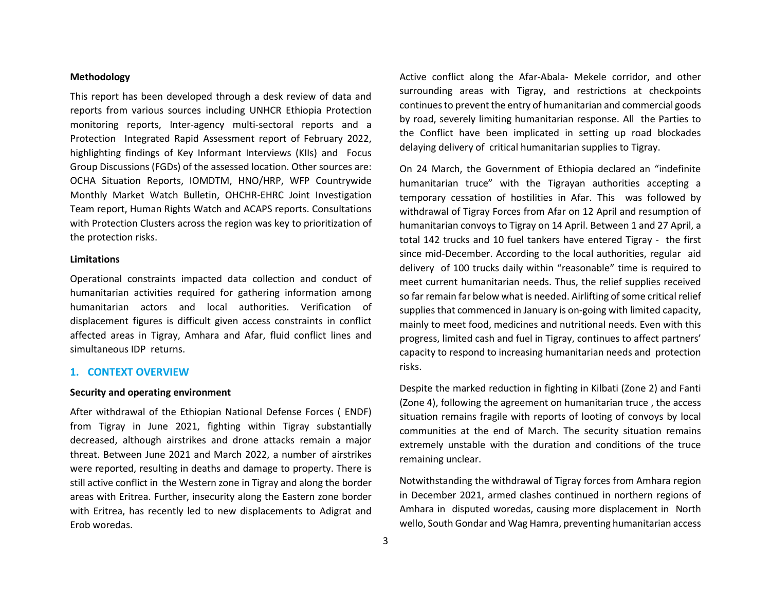**Methodology**

This report has been developed through a desk review of data and reports from various sources including UNHCR Ethiopia Protection monitoring reports, Inter-agency multi-sectoral reports and a Protection Integrated Rapid Assessment report of February 2022, highlighting findings of Key Informant Interviews (KIIs) and Focus Group Discussions (FGDs) of the assessed location. Other sources are: OCHA Situation Reports, IOMDTM, HNO/HRP, WFP Countrywide Monthly Market Watch Bulletin, OHCHR-EHRC Joint Investigation Team report, Human Rights Watch and ACAPS reports. Consultations with Protection Clusters across the region was key to prioritization of the protection risks.

**Limitations**

Operational constraints impacted data collection and conduct of humanitarian activities required for gathering information among humanitarian actors and local authorities. Verification of displacement figures is difficult given access constraints in conflict affected areas in Tigray, Amhara and Afar, fluid conflict lines and simultaneous IDP returns.

## 1. CONTEXT OVERVIEW

**Security and operating environment**

After withdrawal of the Ethiopian National Defense Forces ( ENDF) from Tigray in June 2021, fighting within Tigray substantially decreased, although airstrikes and drone attacks remain a major threat. Between June 2021 and March 2022, a number of airstrikes were reported, resulting in deaths and damage to property. There is still active conflict in the Western zone in Tigray and along the border areas with Eritrea. Further, insecurity along the Eastern zone border with Eritrea, has recently led to new displacements to Adigrat and Erob woredas.

Active conflict along the Afar-Abala- Mekele corridor, and other surrounding areas with Tigray, and restrictions at checkpoints continues to prevent the entry of humanitarian and commercial goods by road, severely limiting humanitarian response. All the Parties to the Conflict have been implicated in setting up road blockades delaying delivery of critical humanitarian supplies to Tigray.

On 24 March, the Government of Ethiopia declared an "indefinite humanitarian truce" with the Tigrayan authorities accepting a temporary cessation of hostilities in Afar. This was followed by withdrawal of Tigray Forces from Afar on 12 April and resumption of humanitarian convoys to Tigray on 14 April. Between 1 and 27 April, a total 142 trucks and 10 fuel tankers have entered Tigray - the first since mid-December. According to the local authorities, regular aid delivery of 100 trucks daily within "reasonable" time is required to meet current humanitarian needs. Thus, the relief supplies received so far remain far below what is needed. Airlifting of some critical relief supplies that commenced in January is on-going with limited capacity, mainly to meet food, medicines and nutritional needs. Even with this progress, limited cash and fuel in Tigray, continues to affect partners' capacity to respond to increasing humanitarian needs and protection risks.

Despite the marked reduction in fighting in Kilbati (Zone 2) and Fanti (Zone 4), following the agreement on humanitarian truce , the access situation remains fragile with reports of looting of convoys by local communities at the end of March. The security situation remains extremely unstable with the duration and conditions of the truce remaining unclear.

Notwithstanding the withdrawal of Tigray forces from Amhara region in December 2021, armed clashes continued in northern regions of Amhara in disputed woredas, causing more displacement in North wello, South Gondar and Wag Hamra, preventing humanitarian access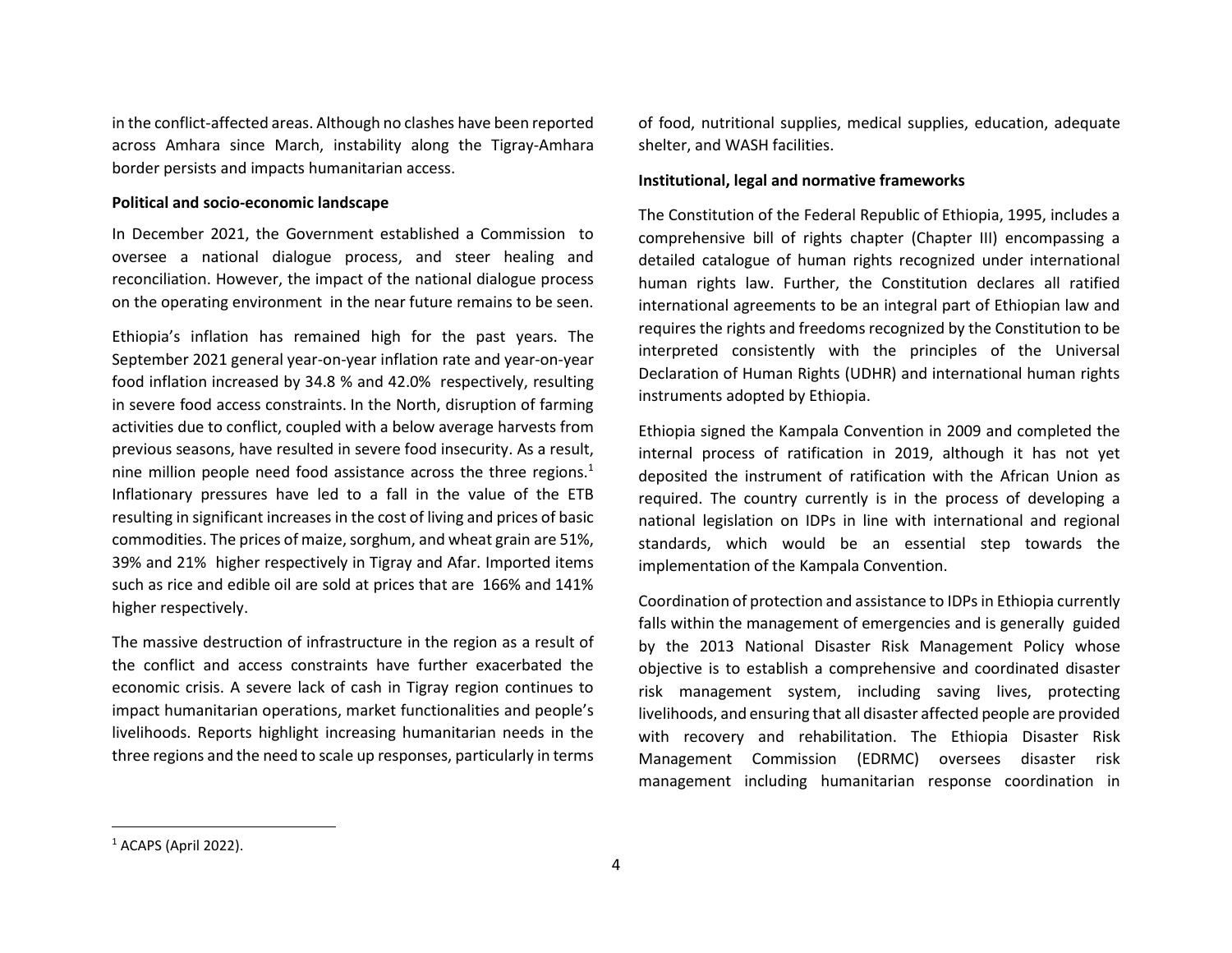in the conflict-affected areas. Although no clashes have been reported across Amhara since March, instability along the Tigray-Amhara border persists and impacts humanitarian access.

**Political and socio-economic landscape**

In December 2021, the Government established a Commission to oversee a national dialogue process, and steer healing and reconciliation. However, the impact of the national dialogue process on the operating environment in the near future remains to be seen.

Ethiopia's inflation has remained high for the past years. The September 2021 general year-on-year inflation rate and year-on-year food inflation increased by 34.8 % and 42.0% respectively, resulting in severe food access constraints. In the North, disruption of farming activities due to conflict, coupled with a below average harvests from previous seasons, have resulted in severe food insecurity. As a result, nine million people need food assistance across the three regions.[1] Inflationary pressures have led to a fall in the value of the ETB resulting in significant increases in the cost of living and prices of basic commodities. The prices of maize, sorghum, and wheat grain are 51%, 39% and 21% higher respectively in Tigray and Afar. Imported items such as rice and edible oil are sold at prices that are 166% and 141% higher respectively.

The massive destruction of infrastructure in the region as a result of the conflict and access constraints have further exacerbated the economic crisis. A severe lack of cash in Tigray region continues to impact humanitarian operations, market functionalities and people's livelihoods. Reports highlight increasing humanitarian needs in the three regions and the need to scale up responses, particularly in terms of food, nutritional supplies, medical supplies, education, adequate shelter, and WASH facilities.

**Institutional, legal and normative frameworks**

The Constitution of the Federal Republic of Ethiopia, 1995, includes a comprehensive bill of rights chapter (Chapter III) encompassing a detailed catalogue of human rights recognized under international human rights law. Further, the Constitution declares all ratified international agreements to be an integral part of Ethiopian law and requires the rights and freedoms recognized by the Constitution to be interpreted consistently with the principles of the Universal Declaration of Human Rights (UDHR) and international human rights instruments adopted by Ethiopia.

Ethiopia signed the Kampala Convention in 2009 and completed the internal process of ratification in 2019, although it has not yet deposited the instrument of ratification with the African Union as required. The country currently is in the process of developing a national legislation on IDPs in line with international and regional standards, which would be an essential step towards the implementation of the Kampala Convention.

Coordination of protection and assistance to IDPs in Ethiopia currently falls within the management of emergencies and is generally guided by the 2013 National Disaster Risk Management Policy whose objective is to establish a comprehensive and coordinated disaster risk management system, including saving lives, protecting livelihoods, and ensuring that all disaster affected people are provided with recovery and rehabilitation. The Ethiopia Disaster Risk Management Commission (EDRMC) oversees disaster risk management including humanitarian response coordination in

[1] ACAPS (April 2022).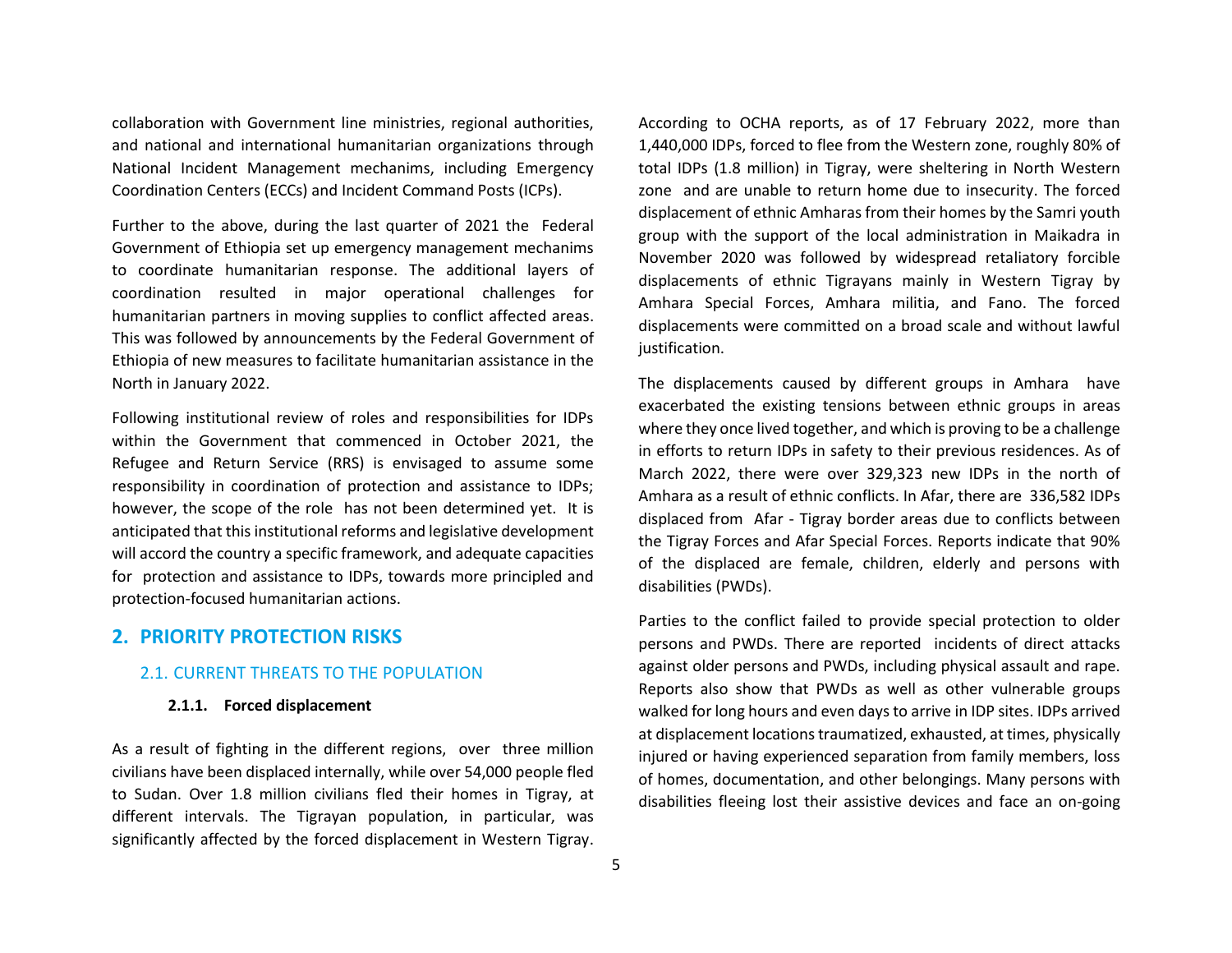collaboration with Government line ministries, regional authorities, and national and international humanitarian organizations through National Incident Management mechanims, including Emergency Coordination Centers (ECCs) and Incident Command Posts (ICPs).

Further to the above, during the last quarter of 2021 the Federal Government of Ethiopia set up emergency management mechanims to coordinate humanitarian response. The additional layers of coordination resulted in major operational challenges for humanitarian partners in moving supplies to conflict affected areas. This was followed by announcements by the Federal Government of Ethiopia of new measures to facilitate humanitarian assistance in the North in January 2022.

Following institutional review of roles and responsibilities for IDPs within the Government that commenced in October 2021, the Refugee and Return Service (RRS) is envisaged to assume some responsibility in coordination of protection and assistance to IDPs; however, the scope of the role has not been determined yet. It is anticipated that this institutional reforms and legislative development will accord the country a specific framework, and adequate capacities for protection and assistance to IDPs, towards more principled and protection-focused humanitarian actions.

## 2. PRIORITY PROTECTION RISKS

### 2.1. CURRENT THREATS TO THE POPULATION

#### 2.1.1. Forced displacement

As a result of fighting in the different regions, over three million civilians have been displaced internally, while over 54,000 people fled to Sudan. Over 1.8 million civilians fled their homes in Tigray, at different intervals. The Tigrayan population, in particular, was significantly affected by the forced displacement in Western Tigray. According to OCHA reports, as of 17 February 2022, more than 1,440,000 IDPs, forced to flee from the Western zone, roughly 80% of total IDPs (1.8 million) in Tigray, were sheltering in North Western zone and are unable to return home due to insecurity. The forced displacement of ethnic Amharas from their homes by the Samri youth group with the support of the local administration in Maikadra in November 2020 was followed by widespread retaliatory forcible displacements of ethnic Tigrayans mainly in Western Tigray by Amhara Special Forces, Amhara militia, and Fano. The forced displacements were committed on a broad scale and without lawful justification.

The displacements caused by different groups in Amhara have exacerbated the existing tensions between ethnic groups in areas where they once lived together, and which is proving to be a challenge in efforts to return IDPs in safety to their previous residences. As of March 2022, there were over 329,323 new IDPs in the north of Amhara as a result of ethnic conflicts. In Afar, there are 336,582 IDPs displaced from Afar - Tigray border areas due to conflicts between the Tigray Forces and Afar Special Forces. Reports indicate that 90% of the displaced are female, children, elderly and persons with disabilities (PWDs).

Parties to the conflict failed to provide special protection to older persons and PWDs. There are reported incidents of direct attacks against older persons and PWDs, including physical assault and rape. Reports also show that PWDs as well as other vulnerable groups walked for long hours and even days to arrive in IDP sites. IDPs arrived at displacement locations traumatized, exhausted, at times, physically injured or having experienced separation from family members, loss of homes, documentation, and other belongings. Many persons with disabilities fleeing lost their assistive devices and face an on-going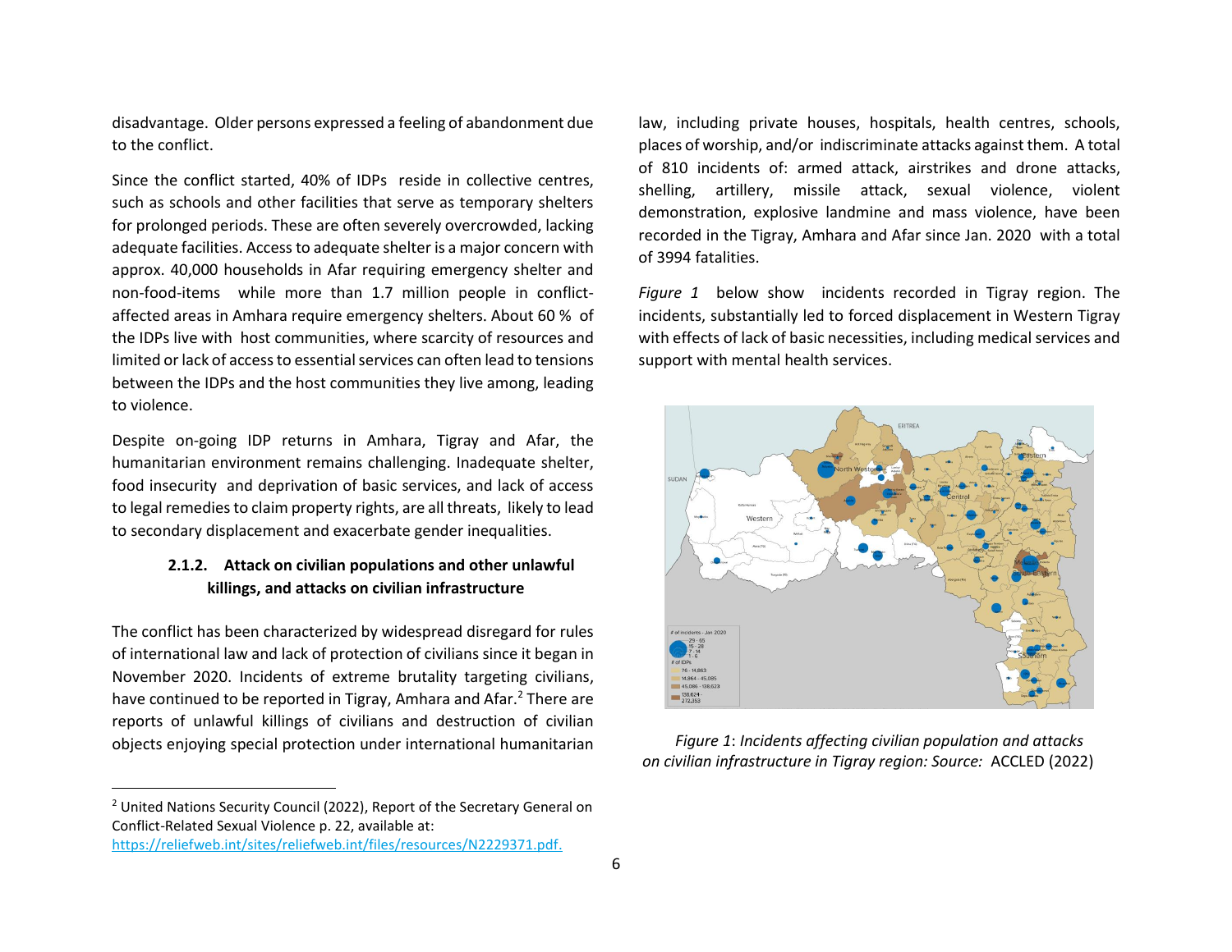disadvantage. Older persons expressed a feeling of abandonment due to the conflict.

Since the conflict started, 40% of IDPs reside in collective centres, such as schools and other facilities that serve as temporary shelters for prolonged periods. These are often severely overcrowded, lacking adequate facilities. Access to adequate shelter is a major concern with approx. 40,000 households in Afar requiring emergency shelter and non-food-items while more than 1.7 million people in conflict-affected areas in Amhara require emergency shelters. About 60 % of the IDPs live with host communities, where scarcity of resources and limited or lack of access to essential services can often lead to tensions between the IDPs and the host communities they live among, leading to violence.

Despite on-going IDP returns in Amhara, Tigray and Afar, the humanitarian environment remains challenging. Inadequate shelter, food insecurity and deprivation of basic services, and lack of access to legal remedies to claim property rights, are all threats, likely to lead to secondary displacement and exacerbate gender inequalities.

#### 2.1.2. Attack on civilian populations and other unlawful killings, and attacks on civilian infrastructure

The conflict has been characterized by widespread disregard for rules of international law and lack of protection of civilians since it began in November 2020. Incidents of extreme brutality targeting civilians, have continued to be reported in Tigray, Amhara and Afar.[2] There are reports of unlawful killings of civilians and destruction of civilian objects enjoying special protection under international humanitarian law, including private houses, hospitals, health centres, schools, places of worship, and/or indiscriminate attacks against them. A total of 810 incidents of: armed attack, airstrikes and drone attacks, shelling, artillery, missile attack, sexual violence, violent demonstration, explosive landmine and mass violence, have been recorded in the Tigray, Amhara and Afar since Jan. 2020 with a total of 3994 fatalities.

*Figure 1* below show incidents recorded in Tigray region. The incidents, substantially led to forced displacement in Western Tigray with effects of lack of basic necessities, including medical services and support with mental health services.

*Figure 1*: *Incidents affecting civilian population and attacks on civilian infrastructure in Tigray region: Source:* ACCLED (2022)

[2] United Nations Security Council (2022), Report of the Secretary General on Conflict-Related Sexual Violence p. 22, available at: https://reliefweb.int/sites/reliefweb.int/files/resources/N2229371.pdf.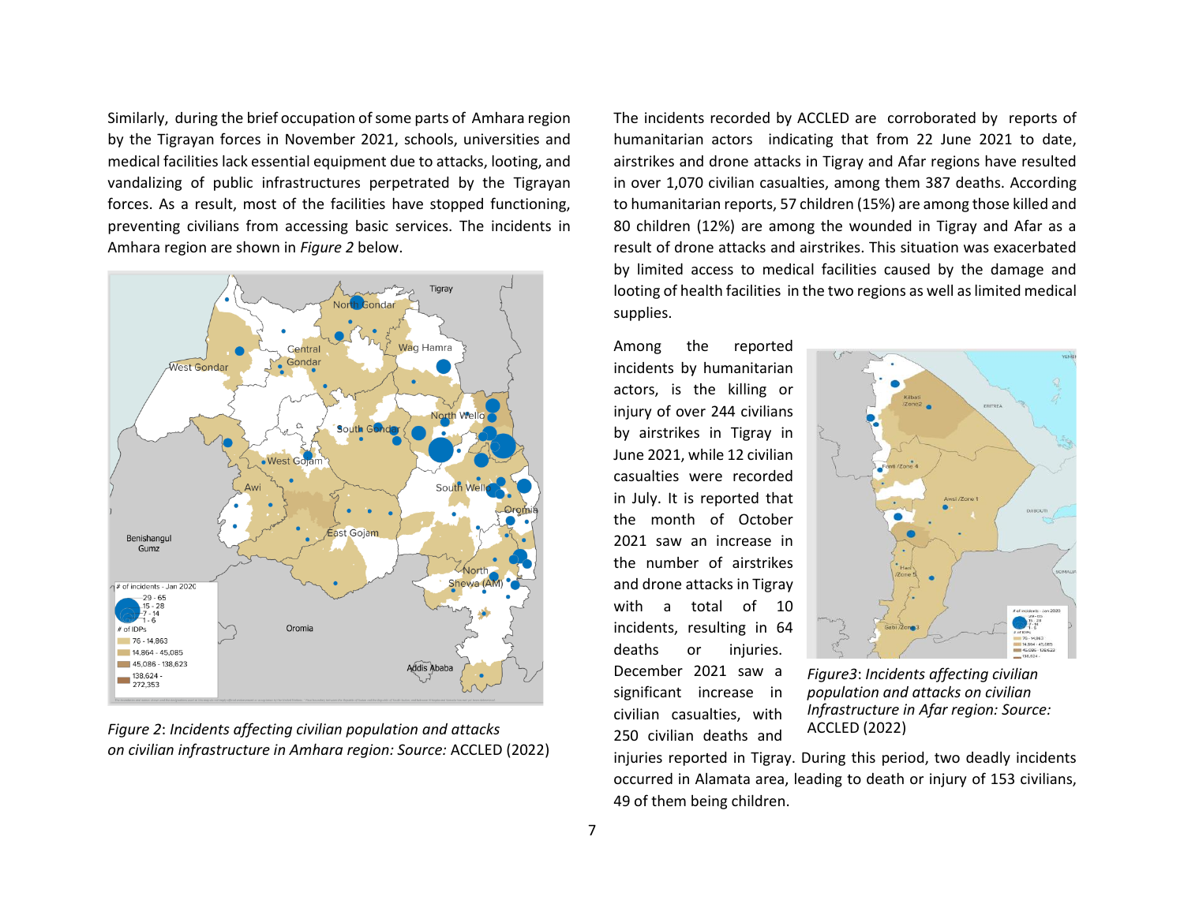Similarly, during the brief occupation of some parts of Amhara region by the Tigrayan forces in November 2021, schools, universities and medical facilities lack essential equipment due to attacks, looting, and vandalizing of public infrastructures perpetrated by the Tigrayan forces. As a result, most of the facilities have stopped functioning, preventing civilians from accessing basic services. The incidents in Amhara region are shown in *Figure 2* below.

*Figure 2*: *Incidents affecting civilian population and attacks on civilian infrastructure in Amhara region: Source:* ACCLED (2022)

The incidents recorded by ACCLED are corroborated by reports of humanitarian actors indicating that from 22 June 2021 to date, airstrikes and drone attacks in Tigray and Afar regions have resulted in over 1,070 civilian casualties, among them 387 deaths. According to humanitarian reports, 57 children (15%) are among those killed and 80 children (12%) are among the wounded in Tigray and Afar as a result of drone attacks and airstrikes. This situation was exacerbated by limited access to medical facilities caused by the damage and looting of health facilities in the two regions as well as limited medical supplies.

Among the reported incidents by humanitarian actors, is the killing or injury of over 244 civilians by airstrikes in Tigray in June 2021, while 12 civilian casualties were recorded in July. It is reported that the month of October 2021 saw an increase in the number of airstrikes and drone attacks in Tigray with a total of 10 incidents, resulting in 64 deaths or injuries. December 2021 saw a significant increase in civilian casualties, with 250 civilian deaths and injuries reported in Tigray. During this period, two deadly incidents occurred in Alamata area, leading to death or injury of 153 civilians, 49 of them being children.

*Figure3*: *Incidents affecting civilian population and attacks on civilian Infrastructure in Afar region: Source:* ACCLED (2022)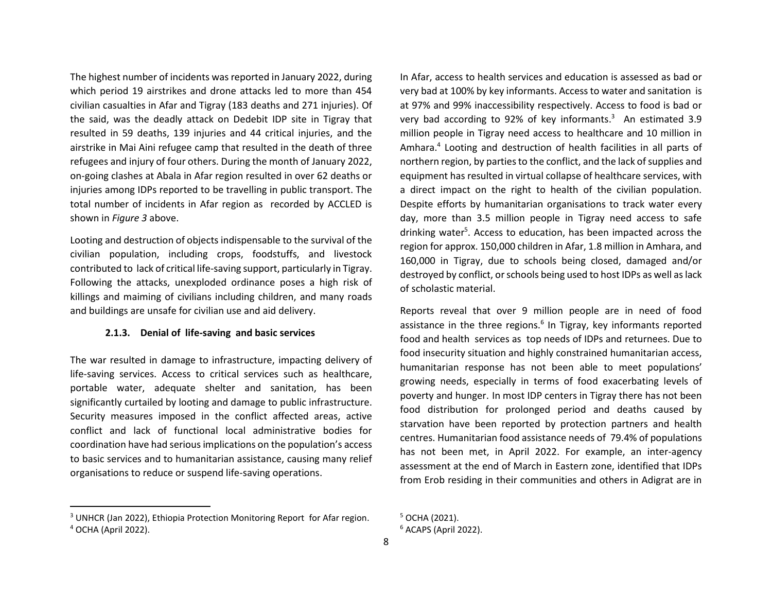The highest number of incidents was reported in January 2022, during which period 19 airstrikes and drone attacks led to more than 454 civilian casualties in Afar and Tigray (183 deaths and 271 injuries). Of the said, was the deadly attack on Dedebit IDP site in Tigray that resulted in 59 deaths, 139 injuries and 44 critical injuries, and the airstrike in Mai Aini refugee camp that resulted in the death of three refugees and injury of four others. During the month of January 2022, on-going clashes at Abala in Afar region resulted in over 62 deaths or injuries among IDPs reported to be travelling in public transport. The total number of incidents in Afar region as recorded by ACCLED is shown in *Figure 3* above.

Looting and destruction of objects indispensable to the survival of the civilian population, including crops, foodstuffs, and livestock contributed to lack of critical life-saving support, particularly in Tigray. Following the attacks, unexploded ordinance poses a high risk of killings and maiming of civilians including children, and many roads and buildings are unsafe for civilian use and aid delivery.

#### 2.1.3. Denial of life-saving and basic services

The war resulted in damage to infrastructure, impacting delivery of life-saving services. Access to critical services such as healthcare, portable water, adequate shelter and sanitation, has been significantly curtailed by looting and damage to public infrastructure. Security measures imposed in the conflict affected areas, active conflict and lack of functional local administrative bodies for coordination have had serious implications on the population's access to basic services and to humanitarian assistance, causing many relief organisations to reduce or suspend life-saving operations.

In Afar, access to health services and education is assessed as bad or very bad at 100% by key informants. Access to water and sanitation is at 97% and 99% inaccessibility respectively. Access to food is bad or very bad according to 92% of key informants.[3] An estimated 3.9 million people in Tigray need access to healthcare and 10 million in Amhara.[4] Looting and destruction of health facilities in all parts of northern region, by parties to the conflict, and the lack of supplies and equipment has resulted in virtual collapse of healthcare services, with a direct impact on the right to health of the civilian population. Despite efforts by humanitarian organisations to track water every day, more than 3.5 million people in Tigray need access to safe drinking water[5]. Access to education, has been impacted across the region for approx. 150,000 children in Afar, 1.8 million in Amhara, and 160,000 in Tigray, due to schools being closed, damaged and/or destroyed by conflict, or schools being used to host IDPs as well as lack of scholastic material.

Reports reveal that over 9 million people are in need of food assistance in the three regions.[6] In Tigray, key informants reported food and health services as top needs of IDPs and returnees. Due to food insecurity situation and highly constrained humanitarian access, humanitarian response has not been able to meet populations' growing needs, especially in terms of food exacerbating levels of poverty and hunger. In most IDP centers in Tigray there has not been food distribution for prolonged period and deaths caused by starvation have been reported by protection partners and health centres. Humanitarian food assistance needs of 79.4% of populations has not been met, in April 2022. For example, an inter-agency assessment at the end of March in Eastern zone, identified that IDPs from Erob residing in their communities and others in Adigrat are in

[3] UNHCR (Jan 2022), Ethiopia Protection Monitoring Report for Afar region.

[4] OCHA (April 2022).

[5] OCHA (2021).

[6] ACAPS (April 2022).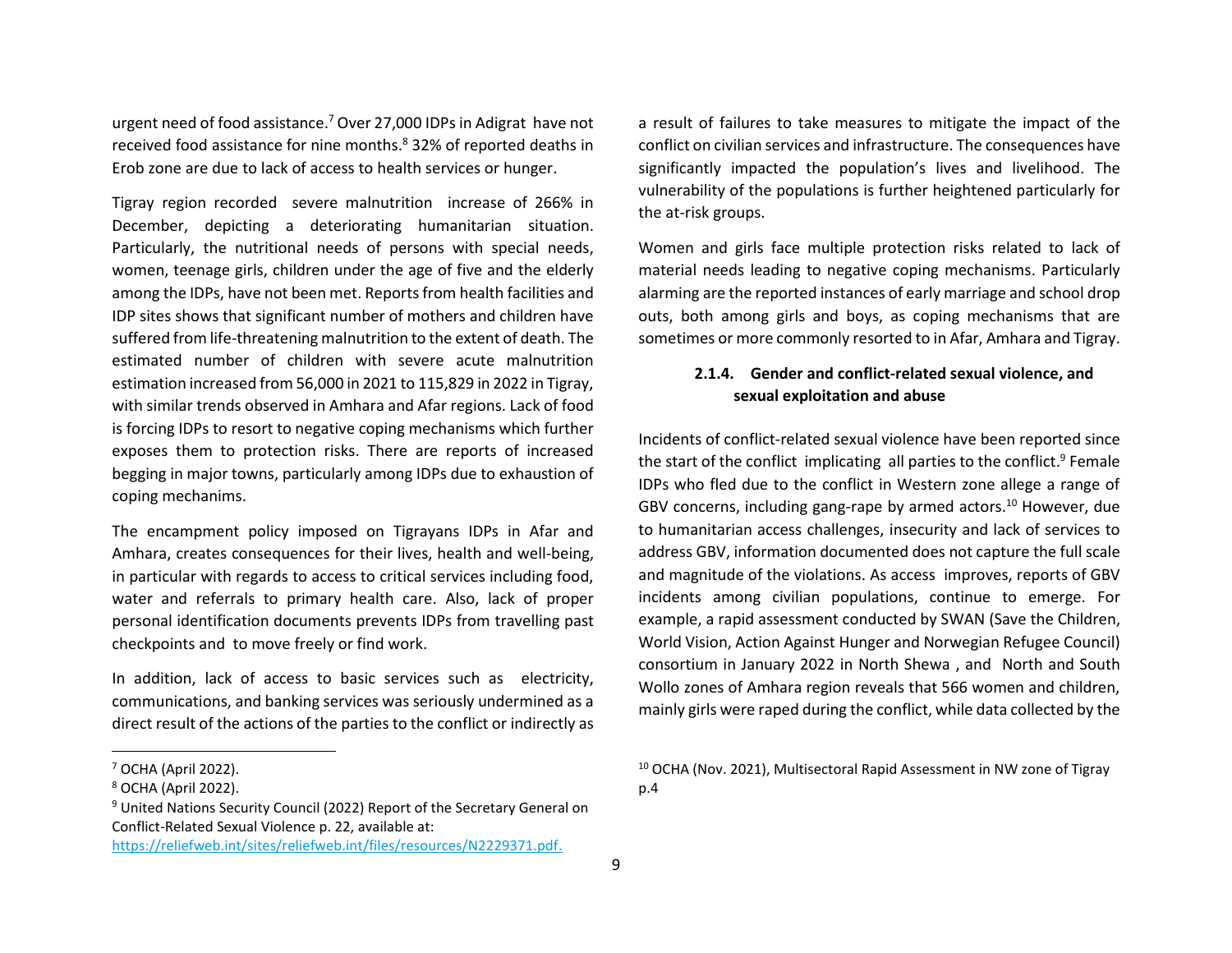urgent need of food assistance.[7] Over 27,000 IDPs in Adigrat have not received food assistance for nine months.[8] 32% of reported deaths in Erob zone are due to lack of access to health services or hunger.

Tigray region recorded severe malnutrition increase of 266% in December, depicting a deteriorating humanitarian situation. Particularly, the nutritional needs of persons with special needs, women, teenage girls, children under the age of five and the elderly among the IDPs, have not been met. Reports from health facilities and IDP sites shows that significant number of mothers and children have suffered from life-threatening malnutrition to the extent of death. The estimated number of children with severe acute malnutrition estimation increased from 56,000 in 2021 to 115,829 in 2022 in Tigray, with similar trends observed in Amhara and Afar regions. Lack of food is forcing IDPs to resort to negative coping mechanisms which further exposes them to protection risks. There are reports of increased begging in major towns, particularly among IDPs due to exhaustion of coping mechanims.

The encampment policy imposed on Tigrayans IDPs in Afar and Amhara, creates consequences for their lives, health and well-being, in particular with regards to access to critical services including food, water and referrals to primary health care. Also, lack of proper personal identification documents prevents IDPs from travelling past checkpoints and to move freely or find work.

In addition, lack of access to basic services such as electricity, communications, and banking services was seriously undermined as a direct result of the actions of the parties to the conflict or indirectly as a result of failures to take measures to mitigate the impact of the conflict on civilian services and infrastructure. The consequences have significantly impacted the population's lives and livelihood. The vulnerability of the populations is further heightened particularly for the at-risk groups.

Women and girls face multiple protection risks related to lack of material needs leading to negative coping mechanisms. Particularly alarming are the reported instances of early marriage and school drop outs, both among girls and boys, as coping mechanisms that are sometimes or more commonly resorted to in Afar, Amhara and Tigray.

#### 2.1.4. Gender and conflict-related sexual violence, and sexual exploitation and abuse

Incidents of conflict-related sexual violence have been reported since the start of the conflict implicating all parties to the conflict.[9] Female IDPs who fled due to the conflict in Western zone allege a range of GBV concerns, including gang-rape by armed actors.[10] However, due to humanitarian access challenges, insecurity and lack of services to address GBV, information documented does not capture the full scale and magnitude of the violations. As access improves, reports of GBV incidents among civilian populations, continue to emerge. For example, a rapid assessment conducted by SWAN (Save the Children, World Vision, Action Against Hunger and Norwegian Refugee Council) consortium in January 2022 in North Shewa , and North and South Wollo zones of Amhara region reveals that 566 women and children, mainly girls were raped during the conflict, while data collected by the

---

[7] OCHA (April 2022).

[8] OCHA (April 2022).

[9] United Nations Security Council (2022) Report of the Secretary General on Conflict-Related Sexual Violence p. 22, available at: https://reliefweb.int/sites/reliefweb.int/files/resources/N2229371.pdf.

[10] OCHA (Nov. 2021), Multisectoral Rapid Assessment in NW zone of Tigray p.4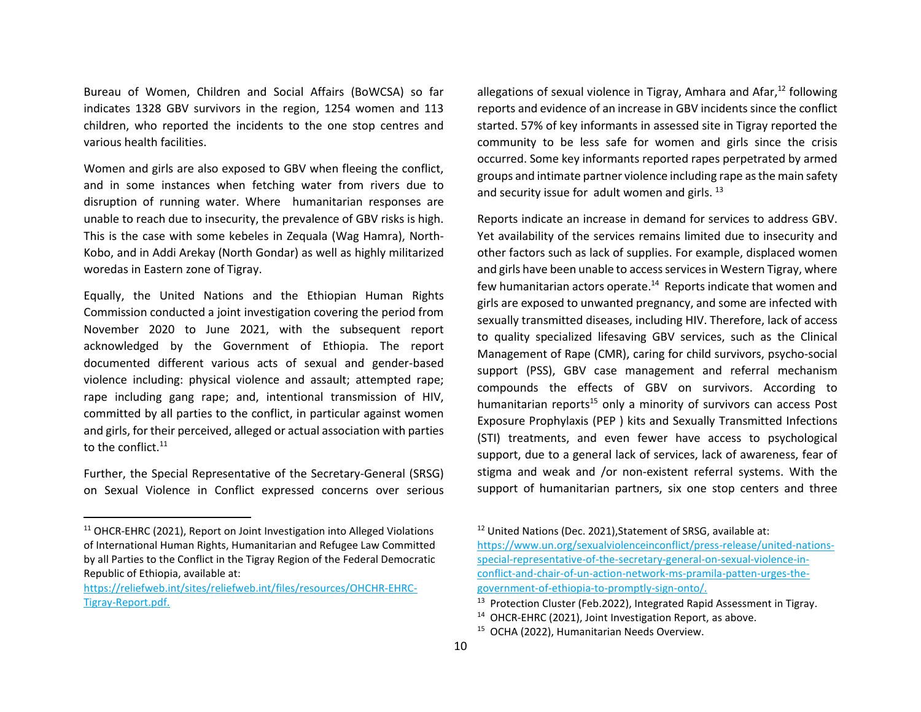Bureau of Women, Children and Social Affairs (BoWCSA) so far indicates 1328 GBV survivors in the region, 1254 women and 113 children, who reported the incidents to the one stop centres and various health facilities.

Women and girls are also exposed to GBV when fleeing the conflict, and in some instances when fetching water from rivers due to disruption of running water. Where humanitarian responses are unable to reach due to insecurity, the prevalence of GBV risks is high. This is the case with some kebeles in Zequala (Wag Hamra), North-Kobo, and in Addi Arekay (North Gondar) as well as highly militarized woredas in Eastern zone of Tigray.

Equally, the United Nations and the Ethiopian Human Rights Commission conducted a joint investigation covering the period from November 2020 to June 2021, with the subsequent report acknowledged by the Government of Ethiopia. The report documented different various acts of sexual and gender-based violence including: physical violence and assault; attempted rape; rape including gang rape; and, intentional transmission of HIV, committed by all parties to the conflict, in particular against women and girls, for their perceived, alleged or actual association with parties to the conflict.[11]

Further, the Special Representative of the Secretary-General (SRSG) on Sexual Violence in Conflict expressed concerns over serious allegations of sexual violence in Tigray, Amhara and Afar,[12] following reports and evidence of an increase in GBV incidents since the conflict started. 57% of key informants in assessed site in Tigray reported the community to be less safe for women and girls since the crisis occurred. Some key informants reported rapes perpetrated by armed groups and intimate partner violence including rape as the main safety and security issue for adult women and girls. [13]

Reports indicate an increase in demand for services to address GBV. Yet availability of the services remains limited due to insecurity and other factors such as lack of supplies. For example, displaced women and girls have been unable to access services in Western Tigray, where few humanitarian actors operate.[14] Reports indicate that women and girls are exposed to unwanted pregnancy, and some are infected with sexually transmitted diseases, including HIV. Therefore, lack of access to quality specialized lifesaving GBV services, such as the Clinical Management of Rape (CMR), caring for child survivors, psycho-social support (PSS), GBV case management and referral mechanism compounds the effects of GBV on survivors. According to humanitarian reports[15] only a minority of survivors can access Post Exposure Prophylaxis (PEP ) kits and Sexually Transmitted Infections (STI) treatments, and even fewer have access to psychological support, due to a general lack of services, lack of awareness, fear of stigma and weak and /or non-existent referral systems. With the support of humanitarian partners, six one stop centers and three

---

[11] OHCR-EHRC (2021), Report on Joint Investigation into Alleged Violations of International Human Rights, Humanitarian and Refugee Law Committed by all Parties to the Conflict in the Tigray Region of the Federal Democratic Republic of Ethiopia, available at: https://reliefweb.int/sites/reliefweb.int/files/resources/OHCHR-EHRC-Tigray-Report.pdf.

[12] United Nations (Dec. 2021),Statement of SRSG, available at: https://www.un.org/sexualviolenceinconflict/press-release/united-nations-special-representative-of-the-secretary-general-on-sexual-violence-in-conflict-and-chair-of-un-action-network-ms-pramila-patten-urges-the-government-of-ethiopia-to-promptly-sign-onto/.

[13] Protection Cluster (Feb.2022), Integrated Rapid Assessment in Tigray.

[14] OHCR-EHRC (2021), Joint Investigation Report, as above.

[15] OCHA (2022), Humanitarian Needs Overview.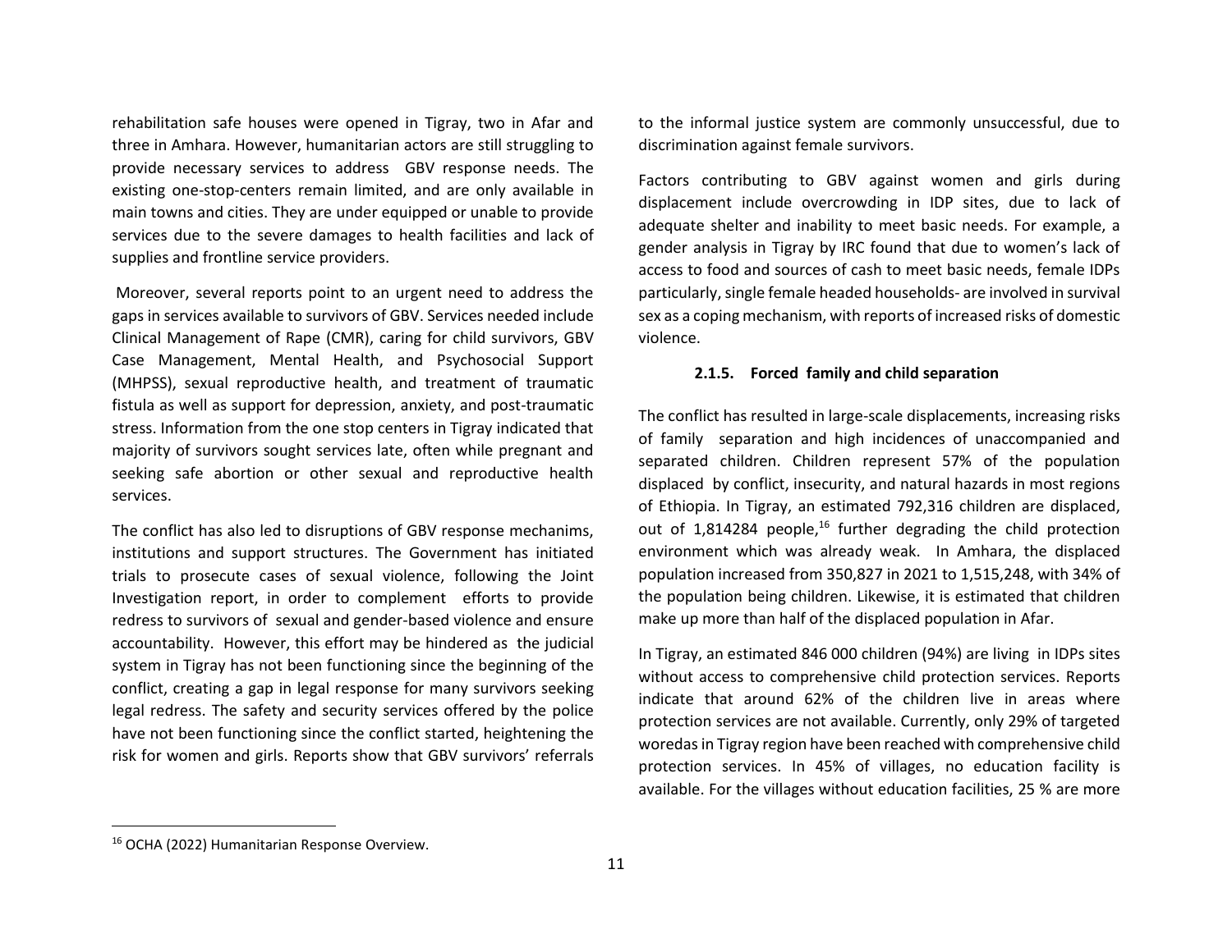rehabilitation safe houses were opened in Tigray, two in Afar and three in Amhara. However, humanitarian actors are still struggling to provide necessary services to address GBV response needs. The existing one-stop-centers remain limited, and are only available in main towns and cities. They are under equipped or unable to provide services due to the severe damages to health facilities and lack of supplies and frontline service providers.

Moreover, several reports point to an urgent need to address the gaps in services available to survivors of GBV. Services needed include Clinical Management of Rape (CMR), caring for child survivors, GBV Case Management, Mental Health, and Psychosocial Support (MHPSS), sexual reproductive health, and treatment of traumatic fistula as well as support for depression, anxiety, and post-traumatic stress. Information from the one stop centers in Tigray indicated that majority of survivors sought services late, often while pregnant and seeking safe abortion or other sexual and reproductive health services.

The conflict has also led to disruptions of GBV response mechanims, institutions and support structures. The Government has initiated trials to prosecute cases of sexual violence, following the Joint Investigation report, in order to complement efforts to provide redress to survivors of sexual and gender-based violence and ensure accountability. However, this effort may be hindered as the judicial system in Tigray has not been functioning since the beginning of the conflict, creating a gap in legal response for many survivors seeking legal redress. The safety and security services offered by the police have not been functioning since the conflict started, heightening the risk for women and girls. Reports show that GBV survivors' referrals to the informal justice system are commonly unsuccessful, due to discrimination against female survivors.

Factors contributing to GBV against women and girls during displacement include overcrowding in IDP sites, due to lack of adequate shelter and inability to meet basic needs. For example, a gender analysis in Tigray by IRC found that due to women's lack of access to food and sources of cash to meet basic needs, female IDPs particularly, single female headed households- are involved in survival sex as a coping mechanism, with reports of increased risks of domestic violence.

#### 2.1.5. Forced family and child separation

The conflict has resulted in large-scale displacements, increasing risks of family separation and high incidences of unaccompanied and separated children. Children represent 57% of the population displaced by conflict, insecurity, and natural hazards in most regions of Ethiopia. In Tigray, an estimated 792,316 children are displaced, out of 1,814284 people,[16] further degrading the child protection environment which was already weak. In Amhara, the displaced population increased from 350,827 in 2021 to 1,515,248, with 34% of the population being children. Likewise, it is estimated that children make up more than half of the displaced population in Afar.

In Tigray, an estimated 846 000 children (94%) are living in IDPs sites without access to comprehensive child protection services. Reports indicate that around 62% of the children live in areas where protection services are not available. Currently, only 29% of targeted woredas in Tigray region have been reached with comprehensive child protection services. In 45% of villages, no education facility is available. For the villages without education facilities, 25 % are more

[16] OCHA (2022) Humanitarian Response Overview.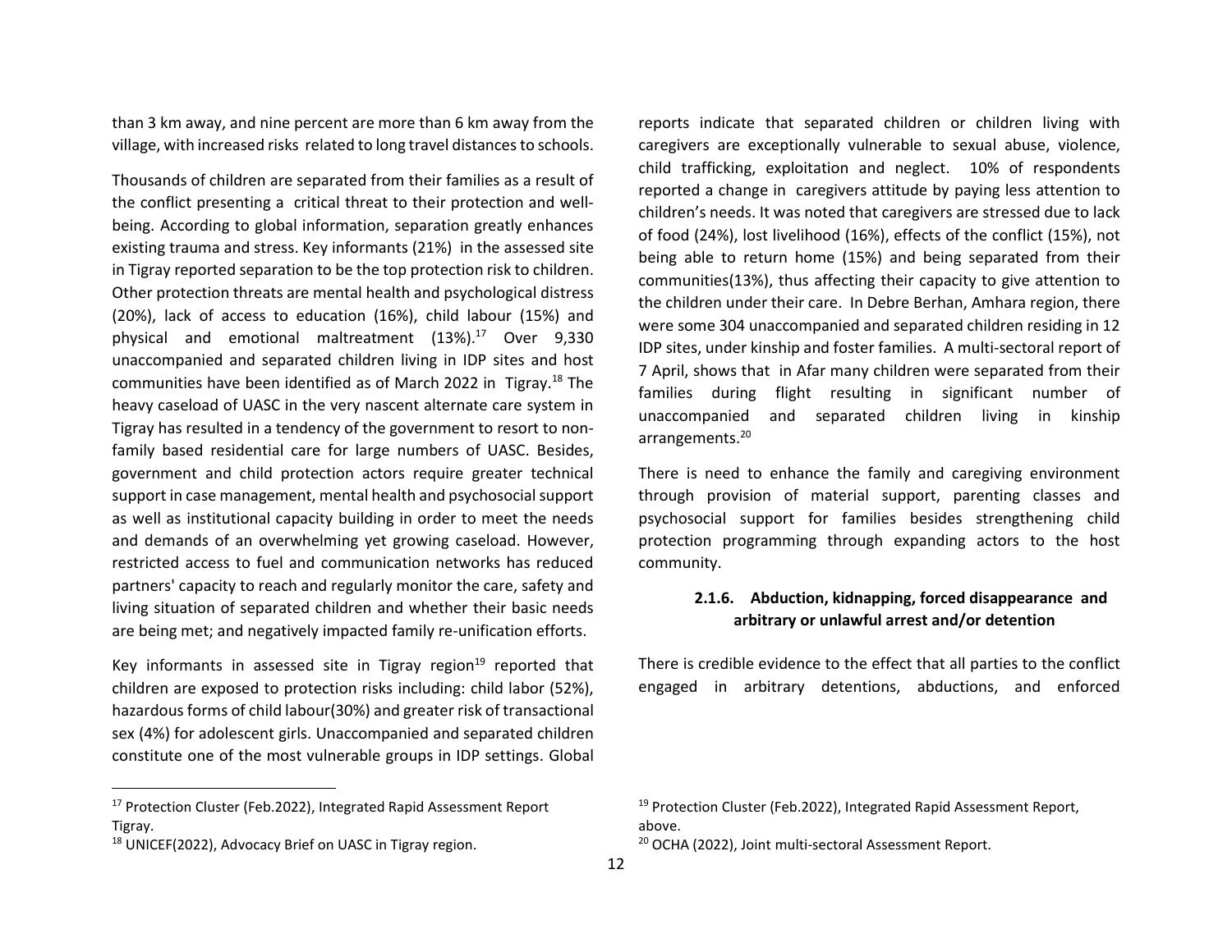than 3 km away, and nine percent are more than 6 km away from the village, with increased risks related to long travel distances to schools.

Thousands of children are separated from their families as a result of the conflict presenting a critical threat to their protection and well-being. According to global information, separation greatly enhances existing trauma and stress. Key informants (21%) in the assessed site in Tigray reported separation to be the top protection risk to children. Other protection threats are mental health and psychological distress (20%), lack of access to education (16%), child labour (15%) and physical and emotional maltreatment (13%).[17] Over 9,330 unaccompanied and separated children living in IDP sites and host communities have been identified as of March 2022 in Tigray.[18] The heavy caseload of UASC in the very nascent alternate care system in Tigray has resulted in a tendency of the government to resort to non-family based residential care for large numbers of UASC. Besides, government and child protection actors require greater technical support in case management, mental health and psychosocial support as well as institutional capacity building in order to meet the needs and demands of an overwhelming yet growing caseload. However, restricted access to fuel and communication networks has reduced partners' capacity to reach and regularly monitor the care, safety and living situation of separated children and whether their basic needs are being met; and negatively impacted family re-unification efforts.

Key informants in assessed site in Tigray region[19] reported that children are exposed to protection risks including: child labor (52%), hazardous forms of child labour(30%) and greater risk of transactional sex (4%) for adolescent girls. Unaccompanied and separated children constitute one of the most vulnerable groups in IDP settings. Global reports indicate that separated children or children living with caregivers are exceptionally vulnerable to sexual abuse, violence, child trafficking, exploitation and neglect. 10% of respondents reported a change in caregivers attitude by paying less attention to children's needs. It was noted that caregivers are stressed due to lack of food (24%), lost livelihood (16%), effects of the conflict (15%), not being able to return home (15%) and being separated from their communities(13%), thus affecting their capacity to give attention to the children under their care. In Debre Berhan, Amhara region, there were some 304 unaccompanied and separated children residing in 12 IDP sites, under kinship and foster families. A multi-sectoral report of 7 April, shows that in Afar many children were separated from their families during flight resulting in significant number of unaccompanied and separated children living in kinship arrangements.[20]

There is need to enhance the family and caregiving environment through provision of material support, parenting classes and psychosocial support for families besides strengthening child protection programming through expanding actors to the host community.

#### 2.1.6. Abduction, kidnapping, forced disappearance and arbitrary or unlawful arrest and/or detention

There is credible evidence to the effect that all parties to the conflict engaged in arbitrary detentions, abductions, and enforced

---

[17] Protection Cluster (Feb.2022), Integrated Rapid Assessment Report Tigray.

[18] UNICEF(2022), Advocacy Brief on UASC in Tigray region.

[19] Protection Cluster (Feb.2022), Integrated Rapid Assessment Report, above.

[20] OCHA (2022), Joint multi-sectoral Assessment Report.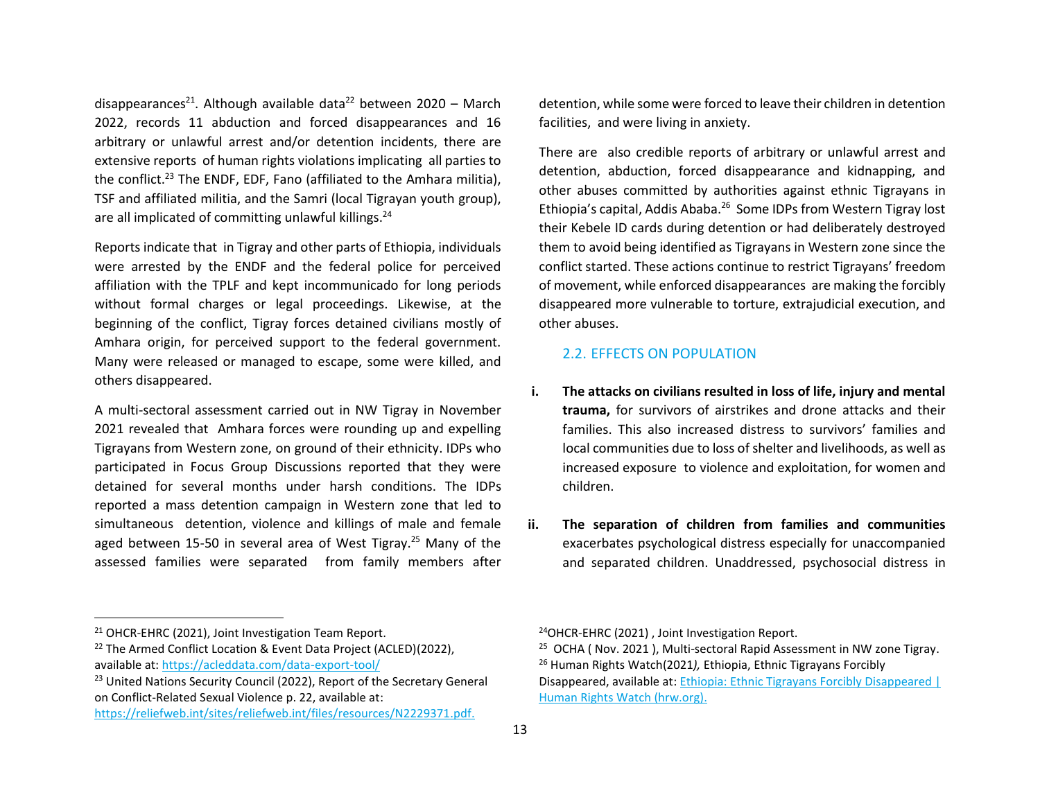disappearances[21]. Although available data[22] between 2020 – March 2022, records 11 abduction and forced disappearances and 16 arbitrary or unlawful arrest and/or detention incidents, there are extensive reports of human rights violations implicating all parties to the conflict.[23] The ENDF, EDF, Fano (affiliated to the Amhara militia), TSF and affiliated militia, and the Samri (local Tigrayan youth group), are all implicated of committing unlawful killings.[24]

Reports indicate that in Tigray and other parts of Ethiopia, individuals were arrested by the ENDF and the federal police for perceived affiliation with the TPLF and kept incommunicado for long periods without formal charges or legal proceedings. Likewise, at the beginning of the conflict, Tigray forces detained civilians mostly of Amhara origin, for perceived support to the federal government. Many were released or managed to escape, some were killed, and others disappeared.

A multi-sectoral assessment carried out in NW Tigray in November 2021 revealed that Amhara forces were rounding up and expelling Tigrayans from Western zone, on ground of their ethnicity. IDPs who participated in Focus Group Discussions reported that they were detained for several months under harsh conditions. The IDPs reported a mass detention campaign in Western zone that led to simultaneous detention, violence and killings of male and female aged between 15-50 in several area of West Tigray.[25] Many of the assessed families were separated from family members after detention, while some were forced to leave their children in detention facilities, and were living in anxiety.

There are also credible reports of arbitrary or unlawful arrest and detention, abduction, forced disappearance and kidnapping, and other abuses committed by authorities against ethnic Tigrayans in Ethiopia's capital, Addis Ababa.[26] Some IDPs from Western Tigray lost their Kebele ID cards during detention or had deliberately destroyed them to avoid being identified as Tigrayans in Western zone since the conflict started. These actions continue to restrict Tigrayans' freedom of movement, while enforced disappearances are making the forcibly disappeared more vulnerable to torture, extrajudicial execution, and other abuses.

## 2.2. EFFECTS ON POPULATION

i. **The attacks on civilians resulted in loss of life, injury and mental trauma,** for survivors of airstrikes and drone attacks and their families. This also increased distress to survivors' families and local communities due to loss of shelter and livelihoods, as well as increased exposure to violence and exploitation, for women and children.

ii. **The separation of children from families and communities** exacerbates psychological distress especially for unaccompanied and separated children. Unaddressed, psychosocial distress in

---

[21] OHCR-EHRC (2021), Joint Investigation Team Report.

[22] The Armed Conflict Location & Event Data Project (ACLED)(2022), available at: https://acleddata.com/data-export-tool/

[23] United Nations Security Council (2022), Report of the Secretary General on Conflict-Related Sexual Violence p. 22, available at: https://reliefweb.int/sites/reliefweb.int/files/resources/N2229371.pdf.

[24] OHCR-EHRC (2021) , Joint Investigation Report.

[25] OCHA ( Nov. 2021 ), Multi-sectoral Rapid Assessment in NW zone Tigray.

[26] Human Rights Watch(2021*),* Ethiopia, Ethnic Tigrayans Forcibly Disappeared, available at: Ethiopia: Ethnic Tigrayans Forcibly Disappeared | Human Rights Watch (hrw.org).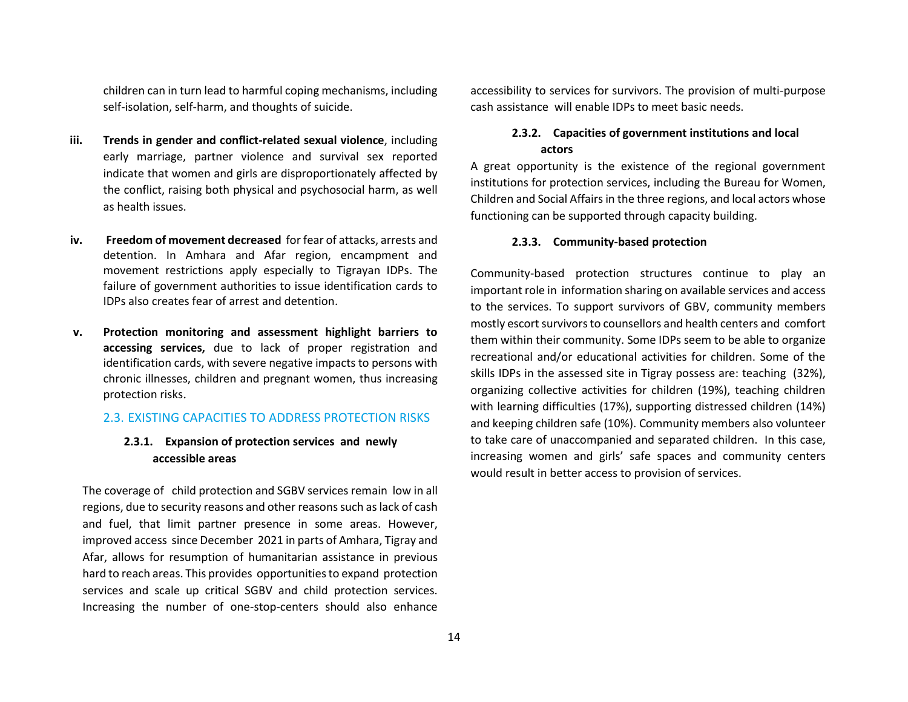children can in turn lead to harmful coping mechanisms, including self-isolation, self-harm, and thoughts of suicide.

iii. **Trends in gender and conflict-related sexual violence**, including early marriage, partner violence and survival sex reported indicate that women and girls are disproportionately affected by the conflict, raising both physical and psychosocial harm, as well as health issues.

iv. **Freedom of movement decreased** for fear of attacks, arrests and detention. In Amhara and Afar region, encampment and movement restrictions apply especially to Tigrayan IDPs. The failure of government authorities to issue identification cards to IDPs also creates fear of arrest and detention.

v. **Protection monitoring and assessment highlight barriers to accessing services,** due to lack of proper registration and identification cards, with severe negative impacts to persons with chronic illnesses, children and pregnant women, thus increasing protection risks.

## 2.3. EXISTING CAPACITIES TO ADDRESS PROTECTION RISKS

### 2.3.1. Expansion of protection services and newly accessible areas

The coverage of child protection and SGBV services remain low in all regions, due to security reasons and other reasons such as lack of cash and fuel, that limit partner presence in some areas. However, improved access since December 2021 in parts of Amhara, Tigray and Afar, allows for resumption of humanitarian assistance in previous hard to reach areas. This provides opportunities to expand protection services and scale up critical SGBV and child protection services. Increasing the number of one-stop-centers should also enhance accessibility to services for survivors. The provision of multi-purpose cash assistance will enable IDPs to meet basic needs.

### 2.3.2. Capacities of government institutions and local actors

A great opportunity is the existence of the regional government institutions for protection services, including the Bureau for Women, Children and Social Affairs in the three regions, and local actors whose functioning can be supported through capacity building.

### 2.3.3. Community-based protection

Community-based protection structures continue to play an important role in information sharing on available services and access to the services. To support survivors of GBV, community members mostly escort survivors to counsellors and health centers and comfort them within their community. Some IDPs seem to be able to organize recreational and/or educational activities for children. Some of the skills IDPs in the assessed site in Tigray possess are: teaching (32%), organizing collective activities for children (19%), teaching children with learning difficulties (17%), supporting distressed children (14%) and keeping children safe (10%). Community members also volunteer to take care of unaccompanied and separated children. In this case, increasing women and girls' safe spaces and community centers would result in better access to provision of services.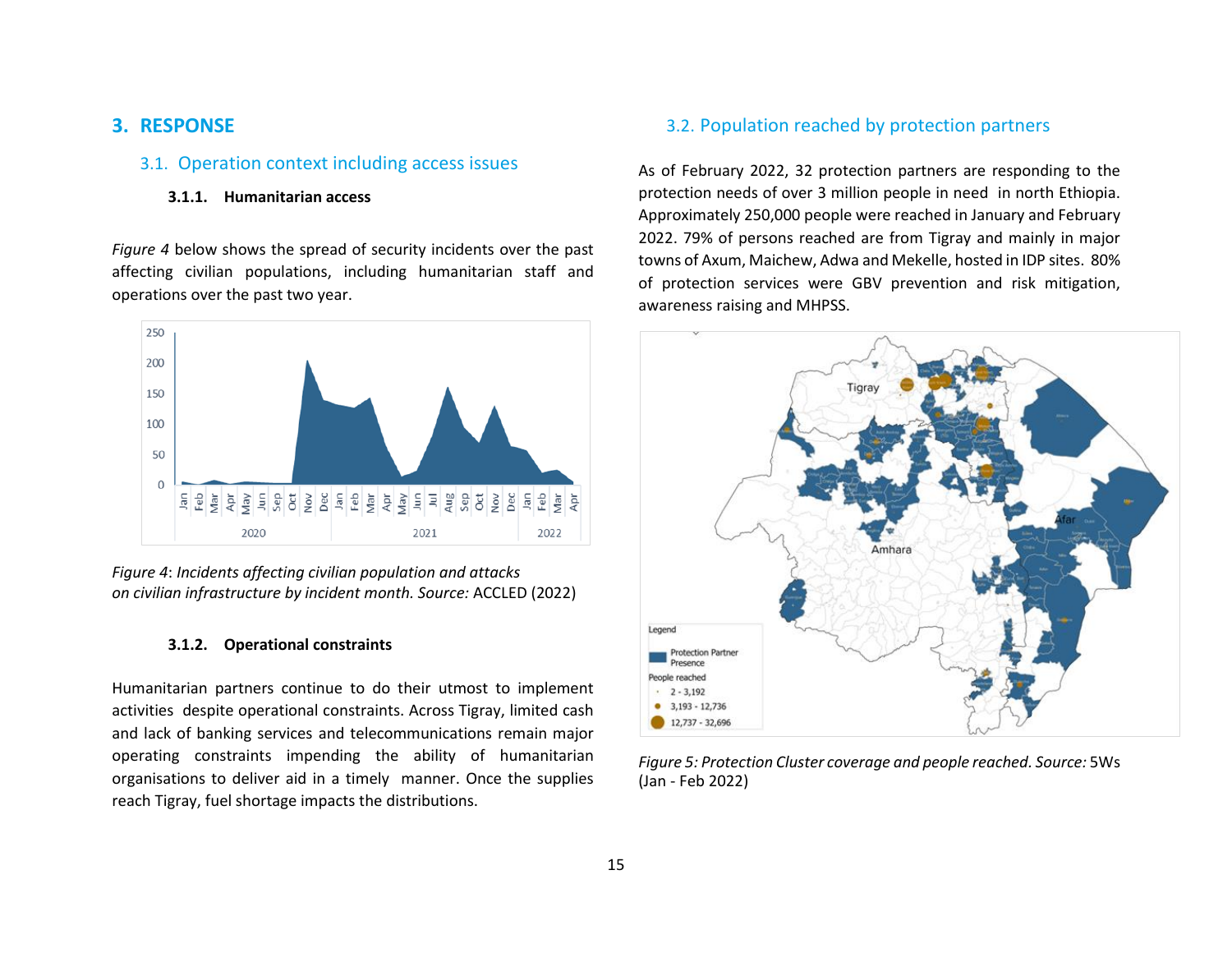# 3. RESPONSE

## 3.1. Operation context including access issues

### 3.1.1. Humanitarian access

*Figure 4* below shows the spread of security incidents over the past affecting civilian populations, including humanitarian staff and operations over the past two year.

*Figure 4*: *Incidents affecting civilian population and attacks on civilian infrastructure by incident month. Source:* ACCLED (2022)

### 3.1.2. Operational constraints

Humanitarian partners continue to do their utmost to implement activities despite operational constraints. Across Tigray, limited cash and lack of banking services and telecommunications remain major operating constraints impending the ability of humanitarian organisations to deliver aid in a timely manner. Once the supplies reach Tigray, fuel shortage impacts the distributions.

## 3.2. Population reached by protection partners

As of February 2022, 32 protection partners are responding to the protection needs of over 3 million people in need in north Ethiopia. Approximately 250,000 people were reached in January and February 2022. 79% of persons reached are from Tigray and mainly in major towns of Axum, Maichew, Adwa and Mekelle, hosted in IDP sites. 80% of protection services were GBV prevention and risk mitigation, awareness raising and MHPSS.

*Figure 5: Protection Cluster coverage and people reached. Source:* 5Ws (Jan - Feb 2022)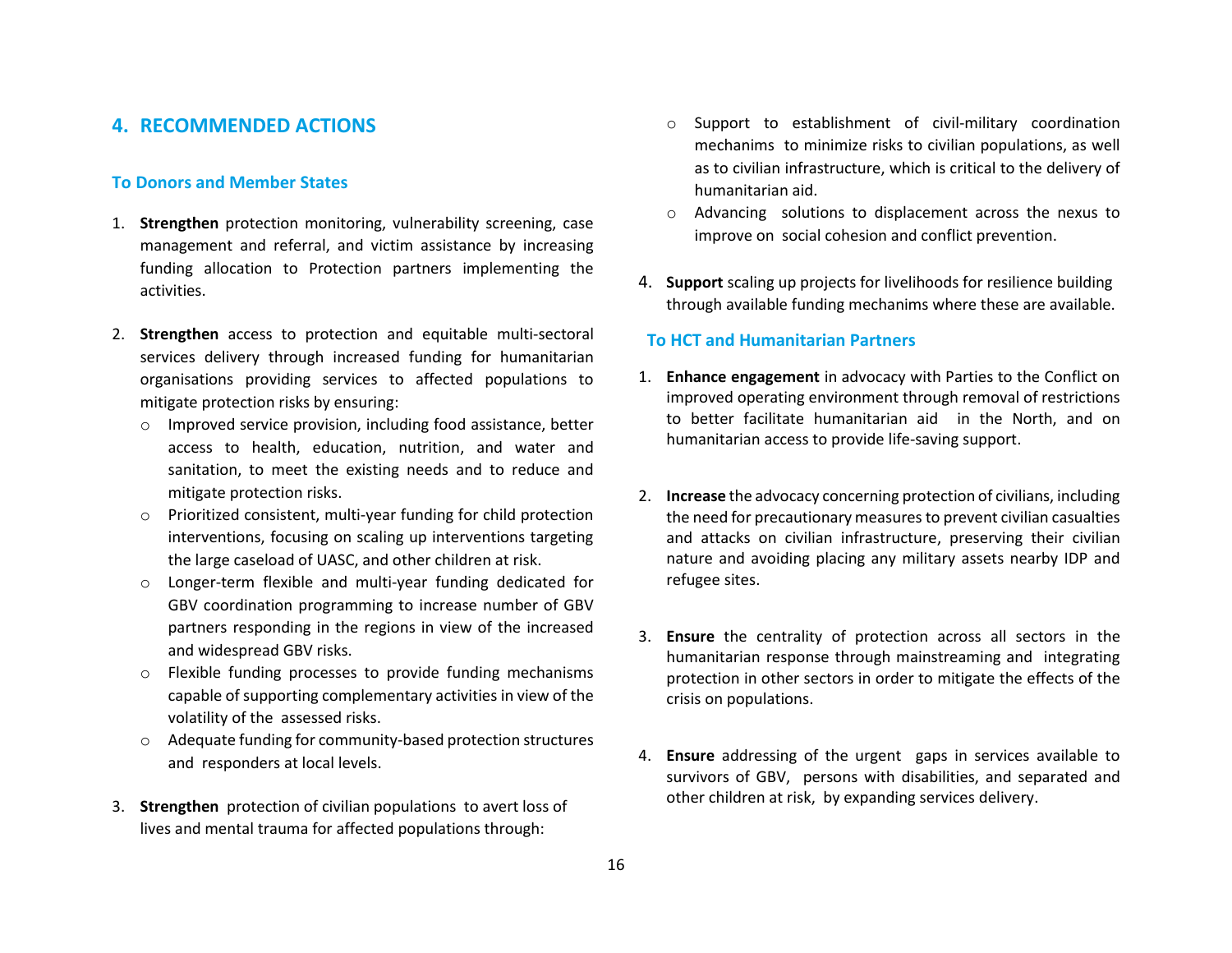## 4. RECOMMENDED ACTIONS

### To Donors and Member States

1. **Strengthen** protection monitoring, vulnerability screening, case management and referral, and victim assistance by increasing funding allocation to Protection partners implementing the activities.

2. **Strengthen** access to protection and equitable multi-sectoral services delivery through increased funding for humanitarian organisations providing services to affected populations to mitigate protection risks by ensuring:
   - Improved service provision, including food assistance, better access to health, education, nutrition, and water and sanitation, to meet the existing needs and to reduce and mitigate protection risks.
   - Prioritized consistent, multi-year funding for child protection interventions, focusing on scaling up interventions targeting the large caseload of UASC, and other children at risk.
   - Longer-term flexible and multi-year funding dedicated for GBV coordination programming to increase number of GBV partners responding in the regions in view of the increased and widespread GBV risks.
   - Flexible funding processes to provide funding mechanisms capable of supporting complementary activities in view of the volatility of the assessed risks.
   - Adequate funding for community-based protection structures and responders at local levels.

3. **Strengthen** protection of civilian populations to avert loss of lives and mental trauma for affected populations through:
   - Support to establishment of civil-military coordination mechanims to minimize risks to civilian populations, as well as to civilian infrastructure, which is critical to the delivery of humanitarian aid.
   - Advancing solutions to displacement across the nexus to improve on social cohesion and conflict prevention.

4. **Support** scaling up projects for livelihoods for resilience building through available funding mechanims where these are available.

### To HCT and Humanitarian Partners

1. **Enhance engagement** in advocacy with Parties to the Conflict on improved operating environment through removal of restrictions to better facilitate humanitarian aid in the North, and on humanitarian access to provide life-saving support.

2. **Increase** the advocacy concerning protection of civilians, including the need for precautionary measures to prevent civilian casualties and attacks on civilian infrastructure, preserving their civilian nature and avoiding placing any military assets nearby IDP and refugee sites.

3. **Ensure** the centrality of protection across all sectors in the humanitarian response through mainstreaming and integrating protection in other sectors in order to mitigate the effects of the crisis on populations.

4. **Ensure** addressing of the urgent gaps in services available to survivors of GBV, persons with disabilities, and separated and other children at risk, by expanding services delivery.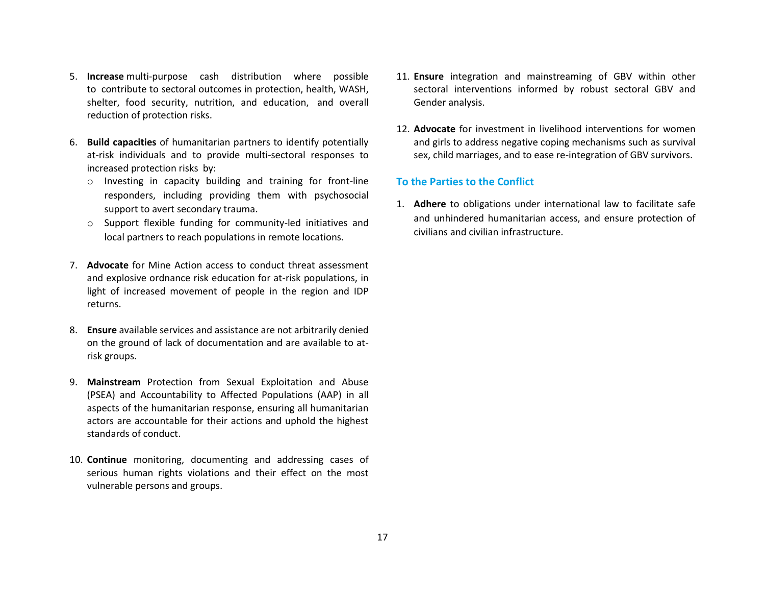5. **Increase** multi-purpose cash distribution where possible to contribute to sectoral outcomes in protection, health, WASH, shelter, food security, nutrition, and education, and overall reduction of protection risks.

6. **Build capacities** of humanitarian partners to identify potentially at-risk individuals and to provide multi-sectoral responses to increased protection risks by:
   - Investing in capacity building and training for front-line responders, including providing them with psychosocial support to avert secondary trauma.
   - Support flexible funding for community-led initiatives and local partners to reach populations in remote locations.

7. **Advocate** for Mine Action access to conduct threat assessment and explosive ordnance risk education for at-risk populations, in light of increased movement of people in the region and IDP returns.

8. **Ensure** available services and assistance are not arbitrarily denied on the ground of lack of documentation and are available to at-risk groups.

9. **Mainstream** Protection from Sexual Exploitation and Abuse (PSEA) and Accountability to Affected Populations (AAP) in all aspects of the humanitarian response, ensuring all humanitarian actors are accountable for their actions and uphold the highest standards of conduct.

10. **Continue** monitoring, documenting and addressing cases of serious human rights violations and their effect on the most vulnerable persons and groups.

11. **Ensure** integration and mainstreaming of GBV within other sectoral interventions informed by robust sectoral GBV and Gender analysis.

12. **Advocate** for investment in livelihood interventions for women and girls to address negative coping mechanisms such as survival sex, child marriages, and to ease re-integration of GBV survivors.

### To the Parties to the Conflict

1. **Adhere** to obligations under international law to facilitate safe and unhindered humanitarian access, and ensure protection of civilians and civilian infrastructure.